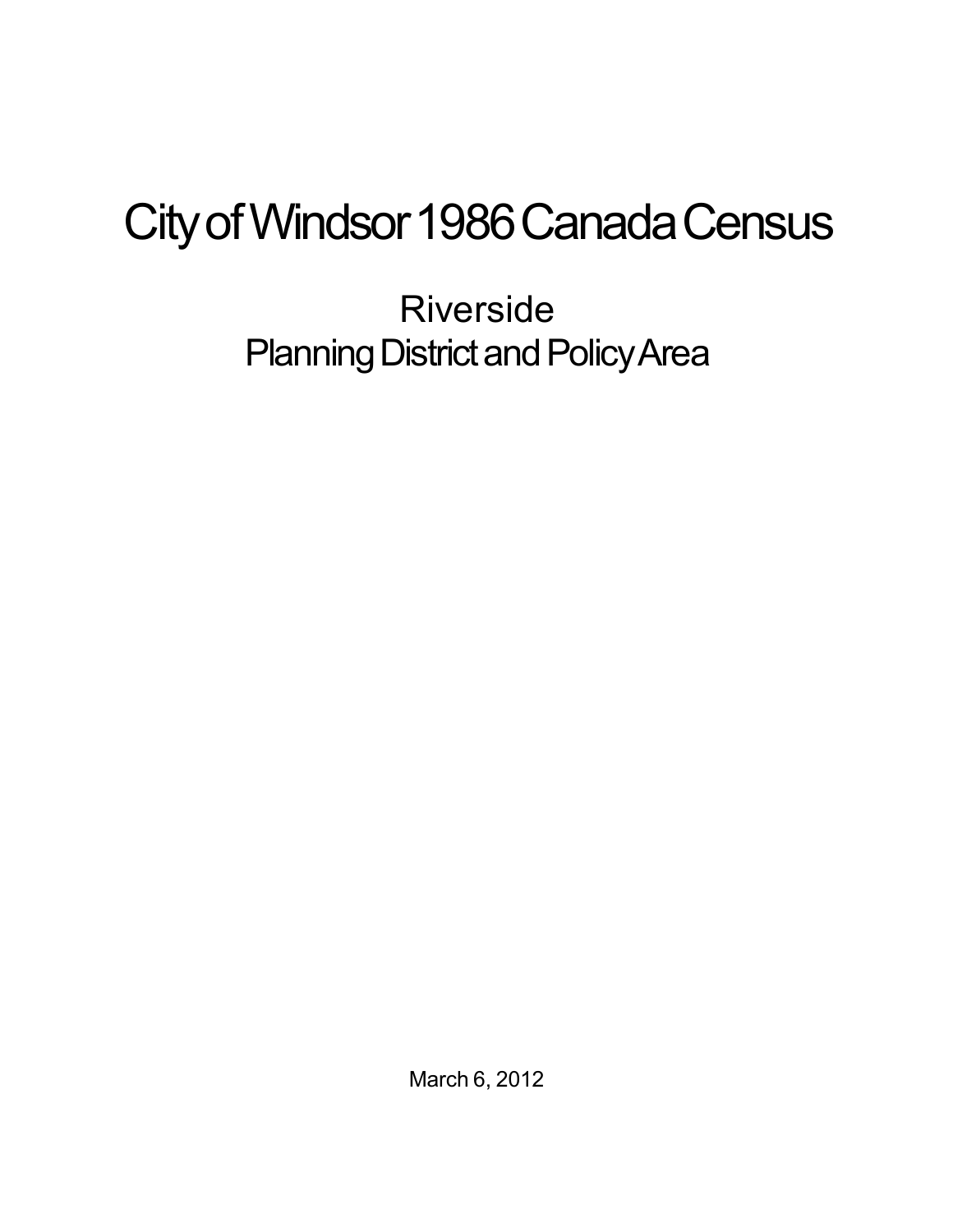# City of Windsor 1986 Canada Census

## Riverside
## Planning District and Policy Area

March 6, 2012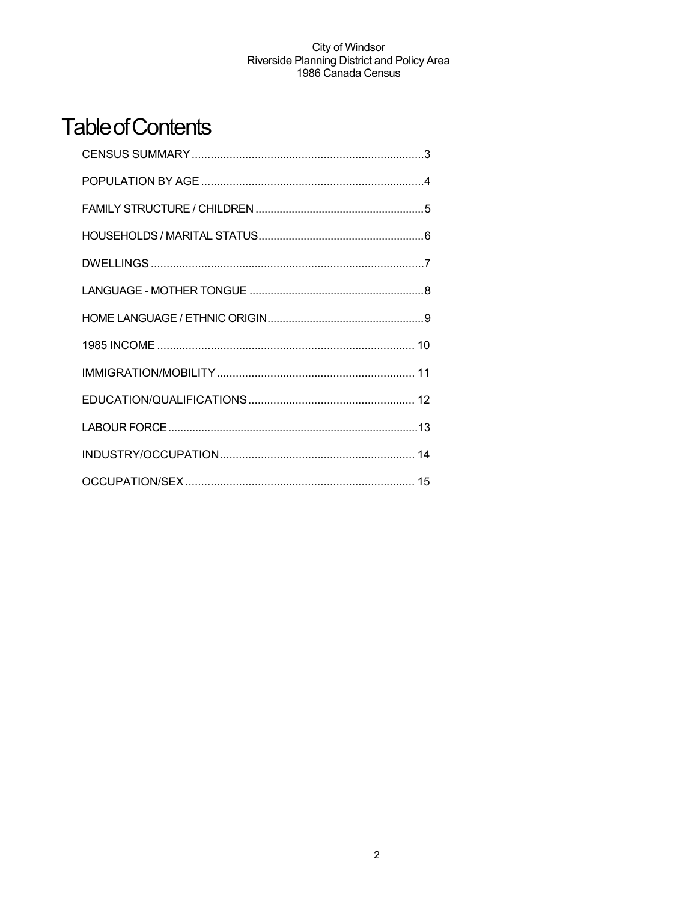# Table of Contents

CENSUS SUMMARY ..........................................................................3

POPULATION BY AGE .......................................................................4

FAMILY STRUCTURE / CHILDREN .......................................................5

HOUSEHOLDS / MARITAL STATUS......................................................6

DWELLINGS .......................................................................................7

LANGUAGE - MOTHER TONGUE .........................................................8

HOME LANGUAGE / ETHNIC ORIGIN...................................................9

1985 INCOME .................................................................................. 10

IMMIGRATION/MOBILITY ................................................................ 11

EDUCATION/QUALIFICATIONS ..................................................... 12

LABOUR FORCE.................................................................................13

INDUSTRY/OCCUPATION.............................................................. 14

OCCUPATION/SEX .......................................................................... 15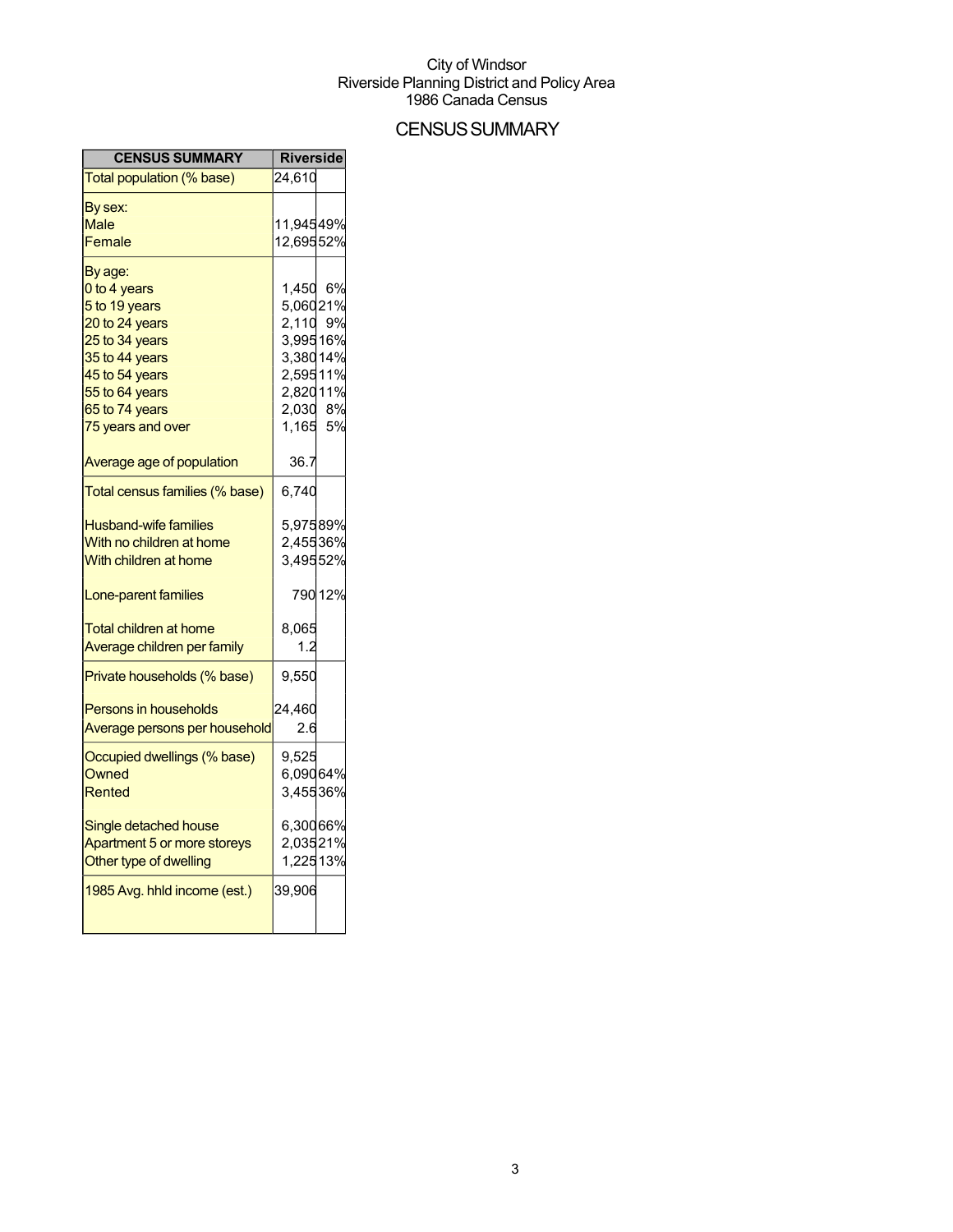City of Windsor
Riverside Planning District and Policy Area
1986 Canada Census

# CENSUS SUMMARY

| CENSUS SUMMARY | Riverside | |
|---|---|---|
| Total population (% base) | 24,610 | |
| By sex: | | |
| Male | 11,945 | 49% |
| Female | 12,695 | 52% |
| By age: | | |
| 0 to 4 years | 1,450 | 6% |
| 5 to 19 years | 5,060 | 21% |
| 20 to 24 years | 2,110 | 9% |
| 25 to 34 years | 3,995 | 16% |
| 35 to 44 years | 3,380 | 14% |
| 45 to 54 years | 2,595 | 11% |
| 55 to 64 years | 2,820 | 11% |
| 65 to 74 years | 2,030 | 8% |
| 75 years and over | 1,165 | 5% |
| Average age of population | 36.7 | |
| Total census families (% base) | 6,740 | |
| Husband-wife families | 5,975 | 89% |
| With no children at home | 2,455 | 36% |
| With children at home | 3,495 | 52% |
| Lone-parent families | 790 | 12% |
| Total children at home | 8,065 | |
| Average children per family | 1.2 | |
| Private households (% base) | 9,550 | |
| Persons in households | 24,460 | |
| Average persons per household | 2.6 | |
| Occupied dwellings (% base) | 9,525 | |
| Owned | 6,090 | 64% |
| Rented | 3,455 | 36% |
| Single detached house | 6,300 | 66% |
| Apartment 5 or more storeys | 2,035 | 21% |
| Other type of dwelling | 1,225 | 13% |
| 1985 Avg. hhld income (est.) | 39,906 | |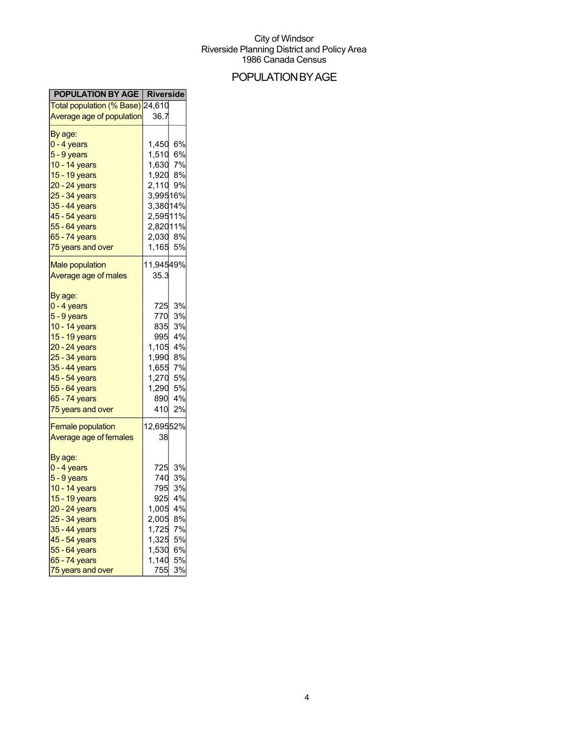City of Windsor
Riverside Planning District and Policy Area
1986 Canada Census

# POPULATION BY AGE

| POPULATION BY AGE | Riverside | |
|---|---|---|
| Total population (% Base) | 24,610 | |
| Average age of population | 36.7 | |
| By age: | | |
| 0 - 4 years | 1,450 | 6% |
| 5 - 9 years | 1,510 | 6% |
| 10 - 14 years | 1,630 | 7% |
| 15 - 19 years | 1,920 | 8% |
| 20 - 24 years | 2,110 | 9% |
| 25 - 34 years | 3,995 | 16% |
| 35 - 44 years | 3,380 | 14% |
| 45 - 54 years | 2,595 | 11% |
| 55 - 64 years | 2,820 | 11% |
| 65 - 74 years | 2,030 | 8% |
| 75 years and over | 1,165 | 5% |
| Male population | 11,945 | 49% |
| Average age of males | 35.3 | |
| By age: | | |
| 0 - 4 years | 725 | 3% |
| 5 - 9 years | 770 | 3% |
| 10 - 14 years | 835 | 3% |
| 15 - 19 years | 995 | 4% |
| 20 - 24 years | 1,105 | 4% |
| 25 - 34 years | 1,990 | 8% |
| 35 - 44 years | 1,655 | 7% |
| 45 - 54 years | 1,270 | 5% |
| 55 - 64 years | 1,290 | 5% |
| 65 - 74 years | 890 | 4% |
| 75 years and over | 410 | 2% |
| Female population | 12,695 | 52% |
| Average age of females | 38 | |
| By age: | | |
| 0 - 4 years | 725 | 3% |
| 5 - 9 years | 740 | 3% |
| 10 - 14 years | 795 | 3% |
| 15 - 19 years | 925 | 4% |
| 20 - 24 years | 1,005 | 4% |
| 25 - 34 years | 2,005 | 8% |
| 35 - 44 years | 1,725 | 7% |
| 45 - 54 years | 1,325 | 5% |
| 55 - 64 years | 1,530 | 6% |
| 65 - 74 years | 1,140 | 5% |
| 75 years and over | 755 | 3% |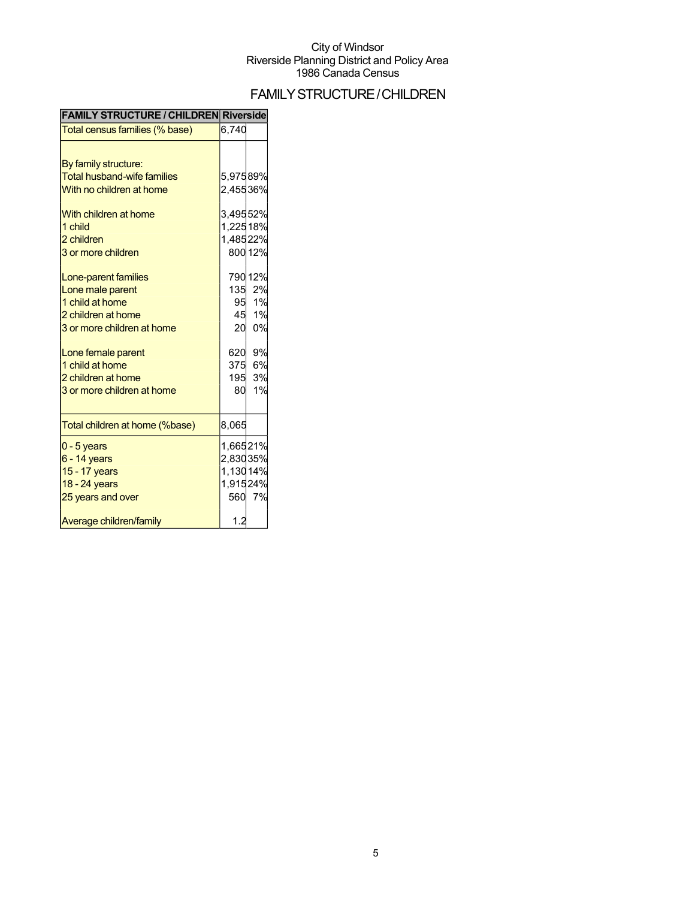City of Windsor
Riverside Planning District and Policy Area
1986 Canada Census

## FAMILY STRUCTURE / CHILDREN

| FAMILY STRUCTURE / CHILDREN | Riverside | |
|---|---|---|
| Total census families (% base) | 6,740 | |
| | | |
| By family structure: | | |
| Total husband-wife families | 5,975 | 89% |
| With no children at home | 2,455 | 36% |
| | | |
| With children at home | 3,495 | 52% |
| 1 child | 1,225 | 18% |
| 2 children | 1,485 | 22% |
| 3 or more children | 800 | 12% |
| | | |
| Lone-parent families | 790 | 12% |
| Lone male parent | 135 | 2% |
| 1 child at home | 95 | 1% |
| 2 children at home | 45 | 1% |
| 3 or more children at home | 20 | 0% |
| | | |
| Lone female parent | 620 | 9% |
| 1 child at home | 375 | 6% |
| 2 children at home | 195 | 3% |
| 3 or more children at home | 80 | 1% |
| | | |
| Total children at home (%base) | 8,065 | |
| 0 - 5 years | 1,665 | 21% |
| 6 - 14 years | 2,830 | 35% |
| 15 - 17 years | 1,130 | 14% |
| 18 - 24 years | 1,915 | 24% |
| 25 years and over | 560 | 7% |
| | | |
| Average children/family | 1.2 | |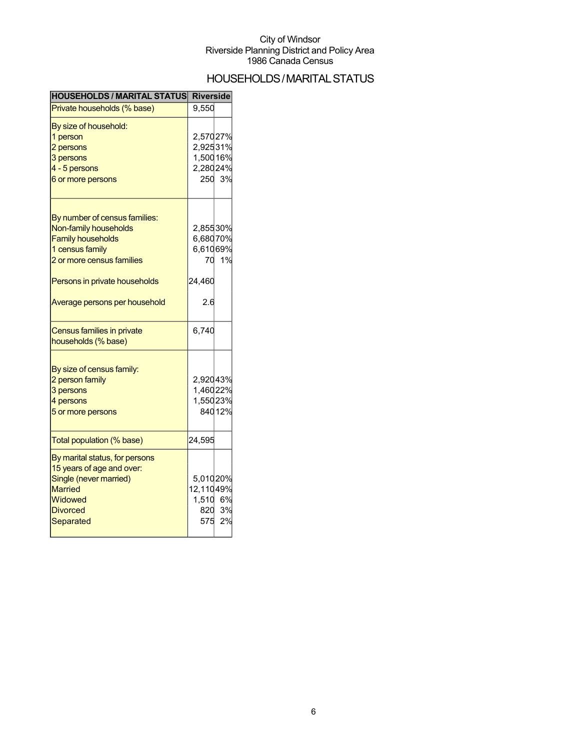City of Windsor
Riverside Planning District and Policy Area
1986 Canada Census

# HOUSEHOLDS / MARITAL STATUS

| HOUSEHOLDS / MARITAL STATUS | Riverside | |
|---|---|---|
| Private households (% base) | 9,550 | |
| By size of household: | | |
| 1 person | 2,570 | 27% |
| 2 persons | 2,925 | 31% |
| 3 persons | 1,500 | 16% |
| 4 - 5 persons | 2,280 | 24% |
| 6 or more persons | 250 | 3% |
| By number of census families: | | |
| Non-family households | 2,855 | 30% |
| Family households | 6,680 | 70% |
| 1 census family | 6,610 | 69% |
| 2 or more census families | 70 | 1% |
| Persons in private households | 24,460 | |
| Average persons per household | 2.6 | |
| Census families in private households (% base) | 6,740 | |
| By size of census family: | | |
| 2 person family | 2,920 | 43% |
| 3 persons | 1,460 | 22% |
| 4 persons | 1,550 | 23% |
| 5 or more persons | 840 | 12% |
| Total population (% base) | 24,595 | |
| By marital status, for persons 15 years of age and over: | | |
| Single (never married) | 5,010 | 20% |
| Married | 12,110 | 49% |
| Widowed | 1,510 | 6% |
| Divorced | 820 | 3% |
| Separated | 575 | 2% |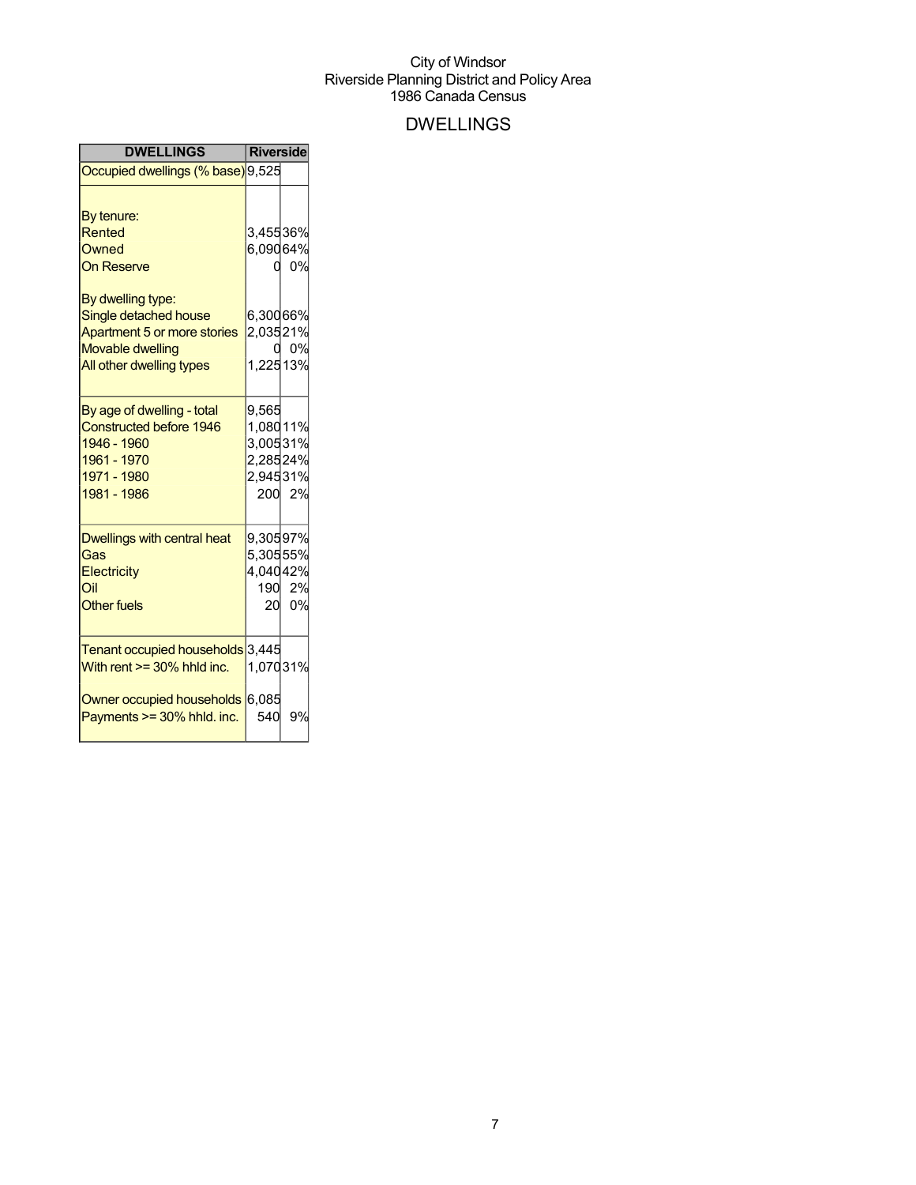City of Windsor
Riverside Planning District and Policy Area
1986 Canada Census

## DWELLINGS

| DWELLINGS | Riverside | |
|---|---|---|
| Occupied dwellings (% base) | 9,525 | |
| | | |
| By tenure: | | |
| Rented | 3,455 | 36% |
| Owned | 6,090 | 64% |
| On Reserve | 0 | 0% |
| | | |
| By dwelling type: | | |
| Single detached house | 6,300 | 66% |
| Apartment 5 or more stories | 2,035 | 21% |
| Movable dwelling | 0 | 0% |
| All other dwelling types | 1,225 | 13% |
| | | |
| By age of dwelling - total | 9,565 | |
| Constructed before 1946 | 1,080 | 11% |
| 1946 - 1960 | 3,005 | 31% |
| 1961 - 1970 | 2,285 | 24% |
| 1971 - 1980 | 2,945 | 31% |
| 1981 - 1986 | 200 | 2% |
| | | |
| Dwellings with central heat | 9,305 | 97% |
| Gas | 5,305 | 55% |
| Electricity | 4,040 | 42% |
| Oil | 190 | 2% |
| Other fuels | 20 | 0% |
| | | |
| Tenant occupied households | 3,445 | |
| With rent >= 30% hhld inc. | 1,070 | 31% |
| | | |
| Owner occupied households | 6,085 | |
| Payments >= 30% hhld. inc. | 540 | 9% |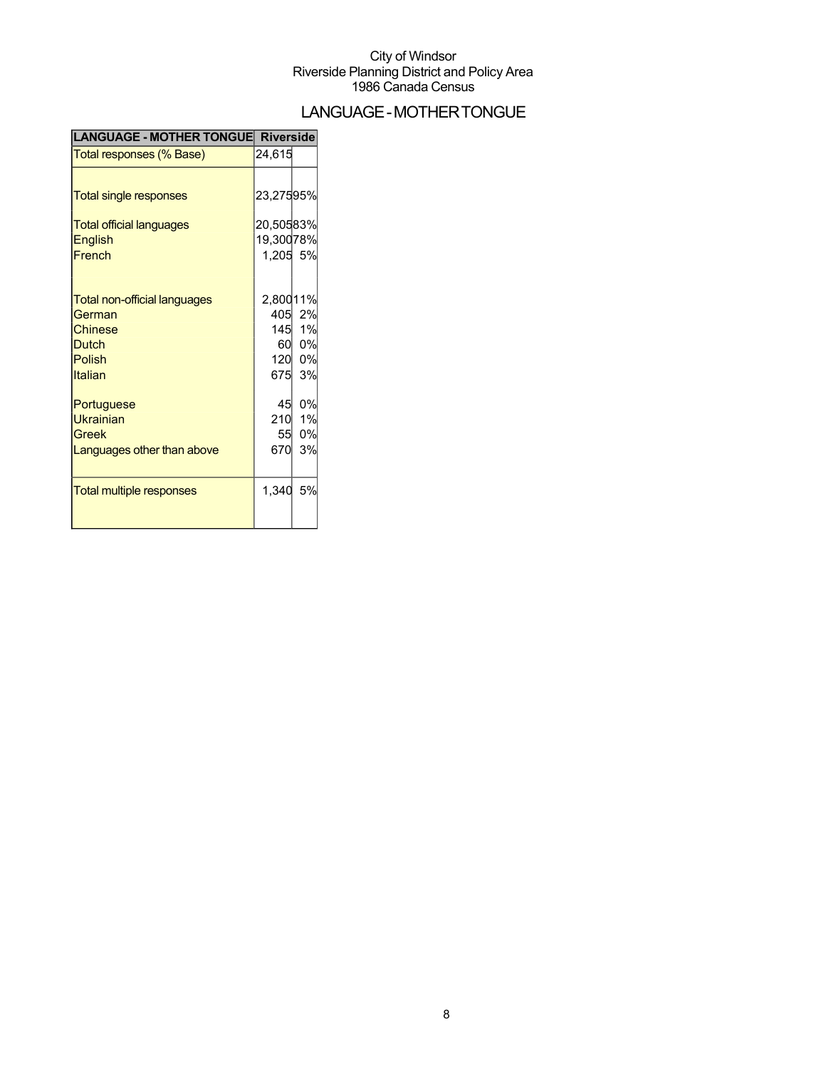City of Windsor
Riverside Planning District and Policy Area
1986 Canada Census

# LANGUAGE - MOTHER TONGUE

| LANGUAGE - MOTHER TONGUE | Riverside | |
|---|---|---|
| Total responses (% Base) | 24,615 | |
| Total single responses | 23,275 | 95% |
| Total official languages | 20,505 | 83% |
| English | 19,300 | 78% |
| French | 1,205 | 5% |
| Total non-official languages | 2,800 | 11% |
| German | 405 | 2% |
| Chinese | 145 | 1% |
| Dutch | 60 | 0% |
| Polish | 120 | 0% |
| Italian | 675 | 3% |
| Portuguese | 45 | 0% |
| Ukrainian | 210 | 1% |
| Greek | 55 | 0% |
| Languages other than above | 670 | 3% |
| Total multiple responses | 1,340 | 5% |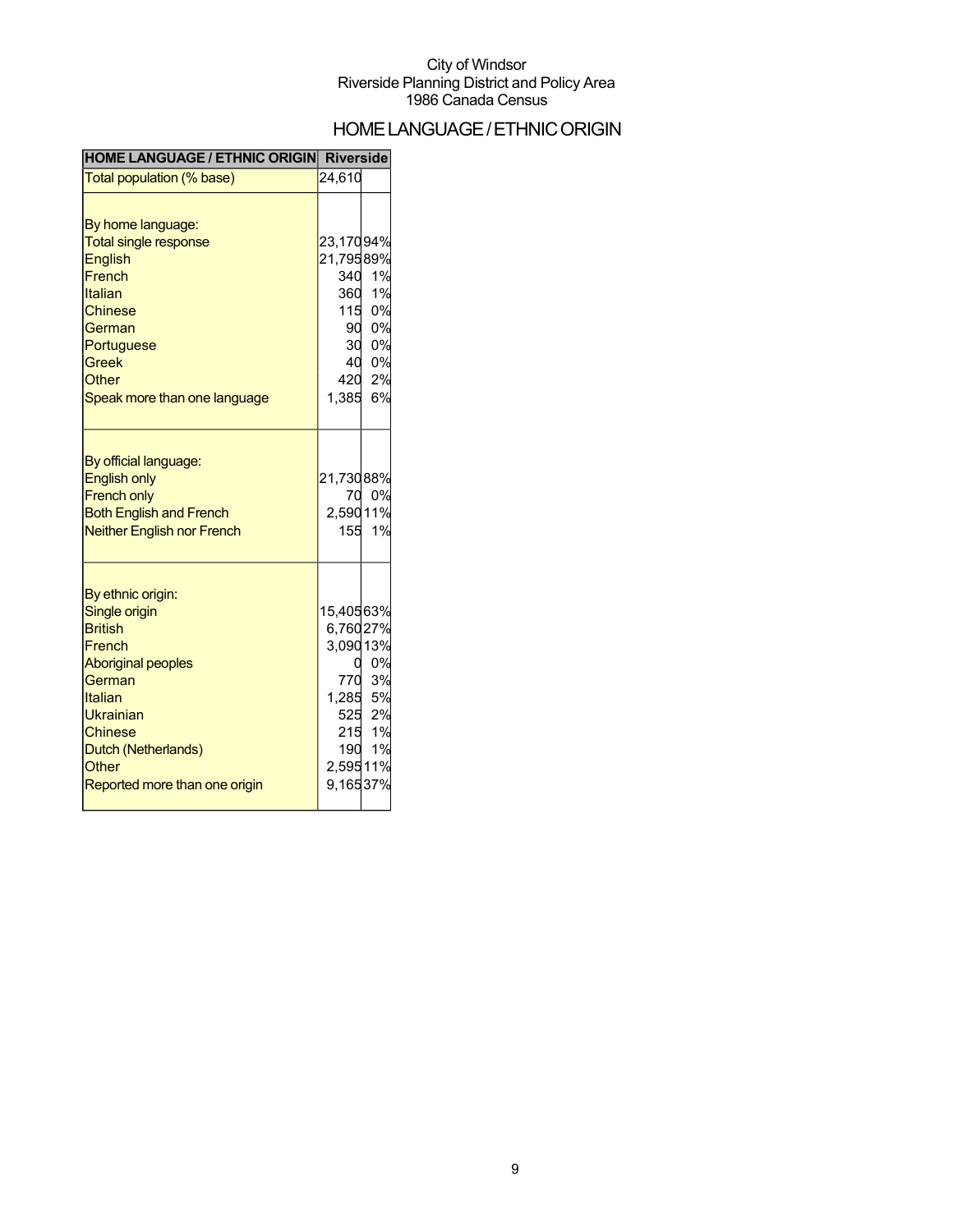City of Windsor
Riverside Planning District and Policy Area
1986 Canada Census

# HOME LANGUAGE / ETHNIC ORIGIN

| HOME LANGUAGE / ETHNIC ORIGIN | Riverside | |
|---|---|---|
| Total population (% base) | 24,610 | |
| By home language: | | |
| Total single response | 23,170 | 94% |
| English | 21,795 | 89% |
| French | 340 | 1% |
| Italian | 360 | 1% |
| Chinese | 115 | 0% |
| German | 90 | 0% |
| Portuguese | 30 | 0% |
| Greek | 40 | 0% |
| Other | 420 | 2% |
| Speak more than one language | 1,385 | 6% |
| By official language: | | |
| English only | 21,730 | 88% |
| French only | 70 | 0% |
| Both English and French | 2,590 | 11% |
| Neither English nor French | 155 | 1% |
| By ethnic origin: | | |
| Single origin | 15,405 | 63% |
| British | 6,760 | 27% |
| French | 3,090 | 13% |
| Aboriginal peoples | 0 | 0% |
| German | 770 | 3% |
| Italian | 1,285 | 5% |
| Ukrainian | 525 | 2% |
| Chinese | 215 | 1% |
| Dutch (Netherlands) | 190 | 1% |
| Other | 2,595 | 11% |
| Reported more than one origin | 9,165 | 37% |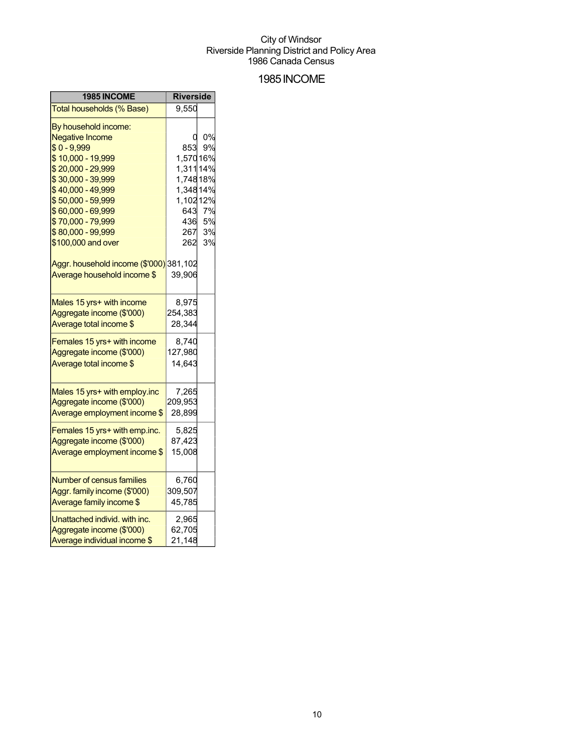City of Windsor
Riverside Planning District and Policy Area
1986 Canada Census

# 1985 INCOME

| 1985 INCOME | Riverside | |
|---|---|---|
| Total households (% Base) | 9,550 | |
| By household income: | | |
| Negative Income | 0 | 0% |
| $ 0 - 9,999 | 853 | 9% |
| $ 10,000 - 19,999 | 1,570 | 16% |
| $ 20,000 - 29,999 | 1,311 | 14% |
| $ 30,000 - 39,999 | 1,748 | 18% |
| $ 40,000 - 49,999 | 1,348 | 14% |
| $ 50,000 - 59,999 | 1,102 | 12% |
| $ 60,000 - 69,999 | 643 | 7% |
| $ 70,000 - 79,999 | 436 | 5% |
| $ 80,000 - 99,999 | 267 | 3% |
| $100,000 and over | 262 | 3% |
| Aggr. household income ($'000) | 381,102 | |
| Average household income $ | 39,906 | |
| Males 15 yrs+ with income | 8,975 | |
| Aggregate income ($'000) | 254,383 | |
| Average total income $ | 28,344 | |
| Females 15 yrs+ with income | 8,740 | |
| Aggregate income ($'000) | 127,980 | |
| Average total income $ | 14,643 | |
| Males 15 yrs+ with employ.inc | 7,265 | |
| Aggregate income ($'000) | 209,953 | |
| Average employment income $ | 28,899 | |
| Females 15 yrs+ with emp.inc. | 5,825 | |
| Aggregate income ($'000) | 87,423 | |
| Average employment income $ | 15,008 | |
| Number of census families | 6,760 | |
| Aggr. family income ($'000) | 309,507 | |
| Average family income $ | 45,785 | |
| Unattached individ. with inc. | 2,965 | |
| Aggregate income ($'000) | 62,705 | |
| Average individual income $ | 21,148 | |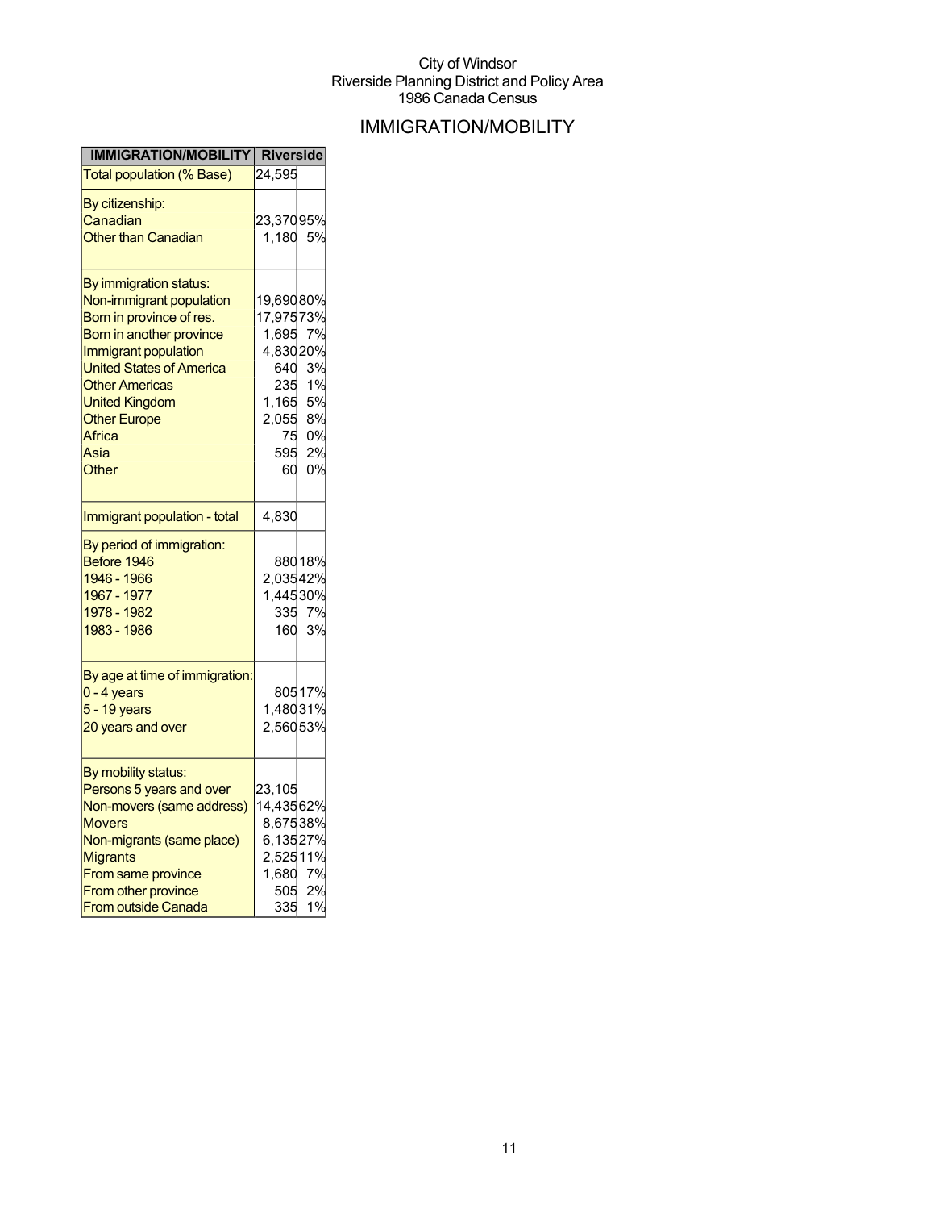City of Windsor
Riverside Planning District and Policy Area
1986 Canada Census

# IMMIGRATION/MOBILITY

| IMMIGRATION/MOBILITY | Riverside | |
|---|---|---|
| Total population (% Base) | 24,595 | |
| By citizenship: | | |
| Canadian | 23,370 | 95% |
| Other than Canadian | 1,180 | 5% |
| By immigration status: | | |
| Non-immigrant population | 19,690 | 80% |
| Born in province of res. | 17,975 | 73% |
| Born in another province | 1,695 | 7% |
| Immigrant population | 4,830 | 20% |
| United States of America | 640 | 3% |
| Other Americas | 235 | 1% |
| United Kingdom | 1,165 | 5% |
| Other Europe | 2,055 | 8% |
| Africa | 75 | 0% |
| Asia | 595 | 2% |
| Other | 60 | 0% |
| Immigrant population - total | 4,830 | |
| By period of immigration: | | |
| Before 1946 | 880 | 18% |
| 1946 - 1966 | 2,035 | 42% |
| 1967 - 1977 | 1,445 | 30% |
| 1978 - 1982 | 335 | 7% |
| 1983 - 1986 | 160 | 3% |
| By age at time of immigration: | | |
| 0 - 4 years | 805 | 17% |
| 5 - 19 years | 1,480 | 31% |
| 20 years and over | 2,560 | 53% |
| By mobility status: | | |
| Persons 5 years and over | 23,105 | |
| Non-movers (same address) | 14,435 | 62% |
| Movers | 8,675 | 38% |
| Non-migrants (same place) | 6,135 | 27% |
| Migrants | 2,525 | 11% |
| From same province | 1,680 | 7% |
| From other province | 505 | 2% |
| From outside Canada | 335 | 1% |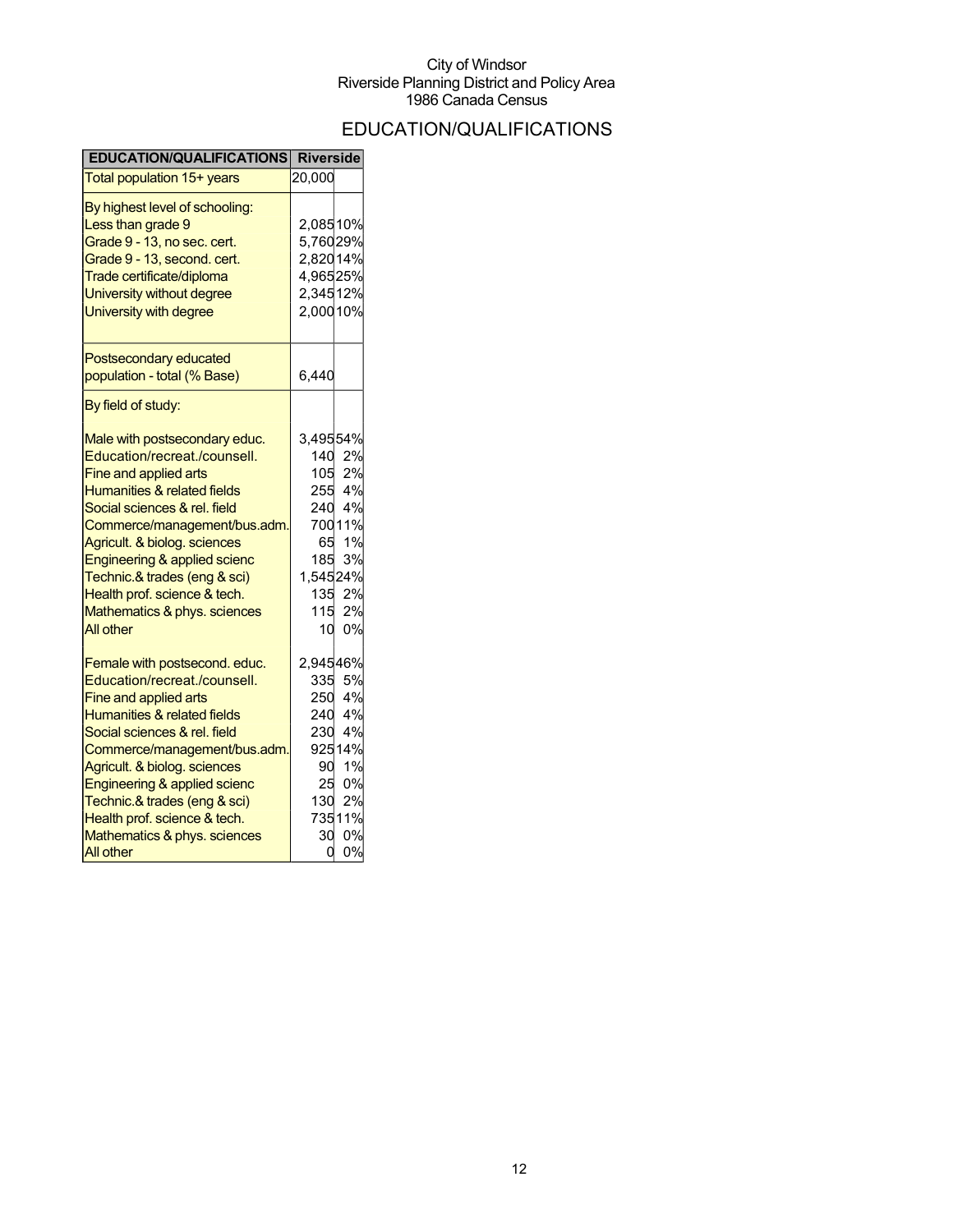City of Windsor
Riverside Planning District and Policy Area
1986 Canada Census

# EDUCATION/QUALIFICATIONS

| EDUCATION/QUALIFICATIONS | Riverside | |
|---|---|---|
| Total population 15+ years | 20,000 | |
| By highest level of schooling: | | |
| Less than grade 9 | 2,085 | 10% |
| Grade 9 - 13, no sec. cert. | 5,760 | 29% |
| Grade 9 - 13, second. cert. | 2,820 | 14% |
| Trade certificate/diploma | 4,965 | 25% |
| University without degree | 2,345 | 12% |
| University with degree | 2,000 | 10% |
| Postsecondary educated population - total (% Base) | 6,440 | |
| By field of study: | | |
| Male with postsecondary educ. | 3,495 | 54% |
| Education/recreat./counsell. | 140 | 2% |
| Fine and applied arts | 105 | 2% |
| Humanities & related fields | 255 | 4% |
| Social sciences & rel. field | 240 | 4% |
| Commerce/management/bus.adm. | 700 | 11% |
| Agricult. & biolog. sciences | 65 | 1% |
| Engineering & applied scienc | 185 | 3% |
| Technic.& trades (eng & sci) | 1,545 | 24% |
| Health prof. science & tech. | 135 | 2% |
| Mathematics & phys. sciences | 115 | 2% |
| All other | 10 | 0% |
| Female with postsecond. educ. | 2,945 | 46% |
| Education/recreat./counsell. | 335 | 5% |
| Fine and applied arts | 250 | 4% |
| Humanities & related fields | 240 | 4% |
| Social sciences & rel. field | 230 | 4% |
| Commerce/management/bus.adm. | 925 | 14% |
| Agricult. & biolog. sciences | 90 | 1% |
| Engineering & applied scienc | 25 | 0% |
| Technic.& trades (eng & sci) | 130 | 2% |
| Health prof. science & tech. | 735 | 11% |
| Mathematics & phys. sciences | 30 | 0% |
| All other | 0 | 0% |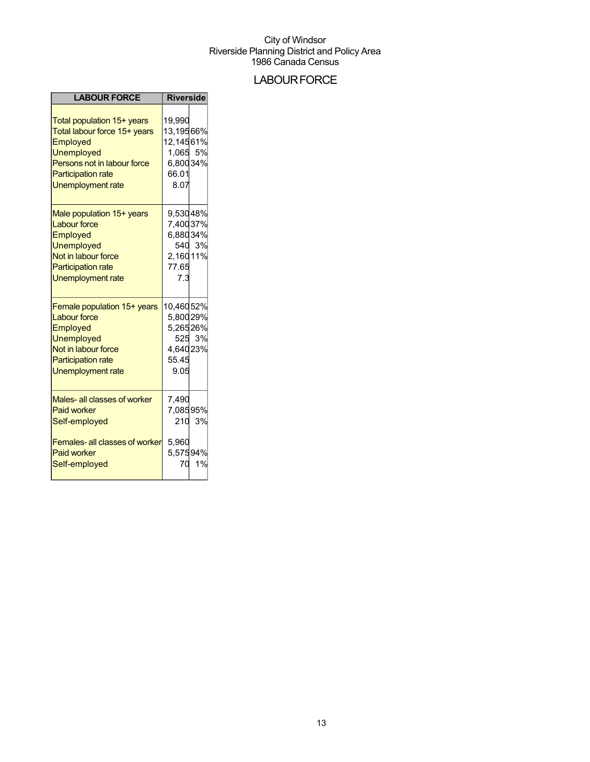City of Windsor
Riverside Planning District and Policy Area
1986 Canada Census

# LABOUR FORCE

| LABOUR FORCE | Riverside | |
|---|---|---|
| Total population 15+ years | 19,990 | |
| Total labour force 15+ years | 13,195 | 66% |
| Employed | 12,145 | 61% |
| Unemployed | 1,065 | 5% |
| Persons not in labour force | 6,800 | 34% |
| Participation rate | 66.01 | |
| Unemployment rate | 8.07 | |
| Male population 15+ years | 9,530 | 48% |
| Labour force | 7,400 | 37% |
| Employed | 6,880 | 34% |
| Unemployed | 540 | 3% |
| Not in labour force | 2,160 | 11% |
| Participation rate | 77.65 | |
| Unemployment rate | 7.3 | |
| Female population 15+ years | 10,460 | 52% |
| Labour force | 5,800 | 29% |
| Employed | 5,265 | 26% |
| Unemployed | 525 | 3% |
| Not in labour force | 4,640 | 23% |
| Participation rate | 55.45 | |
| Unemployment rate | 9.05 | |
| Males- all classes of worker | 7,490 | |
| Paid worker | 7,085 | 95% |
| Self-employed | 210 | 3% |
| Females- all classes of worker | 5,960 | |
| Paid worker | 5,575 | 94% |
| Self-employed | 70 | 1% |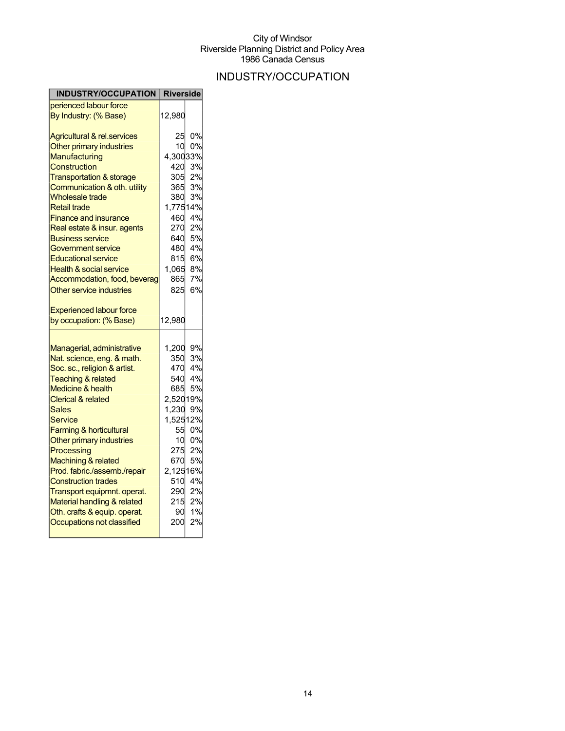City of Windsor
Riverside Planning District and Policy Area
1986 Canada Census

# INDUSTRY/OCCUPATION

| INDUSTRY/OCCUPATION | Riverside | |
|---|---|---|
| perienced labour force By Industry: (% Base) | 12,980 | |
| Agricultural & rel.services | 25 | 0% |
| Other primary industries | 10 | 0% |
| Manufacturing | 4,300 | 33% |
| Construction | 420 | 3% |
| Transportation & storage | 305 | 2% |
| Communication & oth. utility | 365 | 3% |
| Wholesale trade | 380 | 3% |
| Retail trade | 1,775 | 14% |
| Finance and insurance | 460 | 4% |
| Real estate & insur. agents | 270 | 2% |
| Business service | 640 | 5% |
| Government service | 480 | 4% |
| Educational service | 815 | 6% |
| Health & social service | 1,065 | 8% |
| Accommodation, food, beverag | 865 | 7% |
| Other service industries | 825 | 6% |
| Experienced labour force by occupation: (% Base) | 12,980 | |
| Managerial, administrative | 1,200 | 9% |
| Nat. science, eng. & math. | 350 | 3% |
| Soc. sc., religion & artist. | 470 | 4% |
| Teaching & related | 540 | 4% |
| Medicine & health | 685 | 5% |
| Clerical & related | 2,520 | 19% |
| Sales | 1,230 | 9% |
| Service | 1,525 | 12% |
| Farming & horticultural | 55 | 0% |
| Other primary industries | 10 | 0% |
| Processing | 275 | 2% |
| Machining & related | 670 | 5% |
| Prod. fabric./assemb./repair | 2,125 | 16% |
| Construction trades | 510 | 4% |
| Transport equipmnt. operat. | 290 | 2% |
| Material handling & related | 215 | 2% |
| Oth. crafts & equip. operat. | 90 | 1% |
| Occupations not classified | 200 | 2% |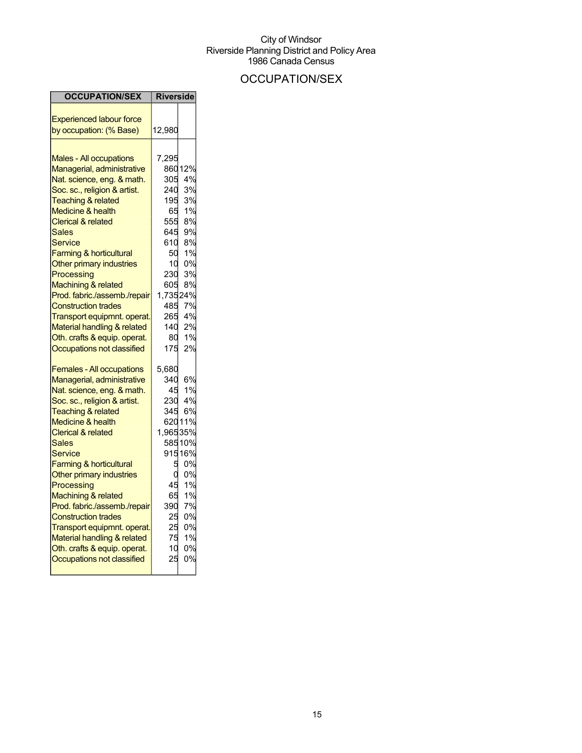City of Windsor
Riverside Planning District and Policy Area
1986 Canada Census

# OCCUPATION/SEX

| OCCUPATION/SEX | Riverside | |
|---|---|---|
| Experienced labour force by occupation: (% Base) | 12,980 | |
| | | |
| Males - All occupations | 7,295 | |
| Managerial, administrative | 860 | 12% |
| Nat. science, eng. & math. | 305 | 4% |
| Soc. sc., religion & artist. | 240 | 3% |
| Teaching & related | 195 | 3% |
| Medicine & health | 65 | 1% |
| Clerical & related | 555 | 8% |
| Sales | 645 | 9% |
| Service | 610 | 8% |
| Farming & horticultural | 50 | 1% |
| Other primary industries | 10 | 0% |
| Processing | 230 | 3% |
| Machining & related | 605 | 8% |
| Prod. fabric./assemb./repair | 1,735 | 24% |
| Construction trades | 485 | 7% |
| Transport equipmnt. operat. | 265 | 4% |
| Material handling & related | 140 | 2% |
| Oth. crafts & equip. operat. | 80 | 1% |
| Occupations not classified | 175 | 2% |
| | | |
| Females - All occupations | 5,680 | |
| Managerial, administrative | 340 | 6% |
| Nat. science, eng. & math. | 45 | 1% |
| Soc. sc., religion & artist. | 230 | 4% |
| Teaching & related | 345 | 6% |
| Medicine & health | 620 | 11% |
| Clerical & related | 1,965 | 35% |
| Sales | 585 | 10% |
| Service | 915 | 16% |
| Farming & horticultural | 5 | 0% |
| Other primary industries | 0 | 0% |
| Processing | 45 | 1% |
| Machining & related | 65 | 1% |
| Prod. fabric./assemb./repair | 390 | 7% |
| Construction trades | 25 | 0% |
| Transport equipmnt. operat. | 25 | 0% |
| Material handling & related | 75 | 1% |
| Oth. crafts & equip. operat. | 10 | 0% |
| Occupations not classified | 25 | 0% |